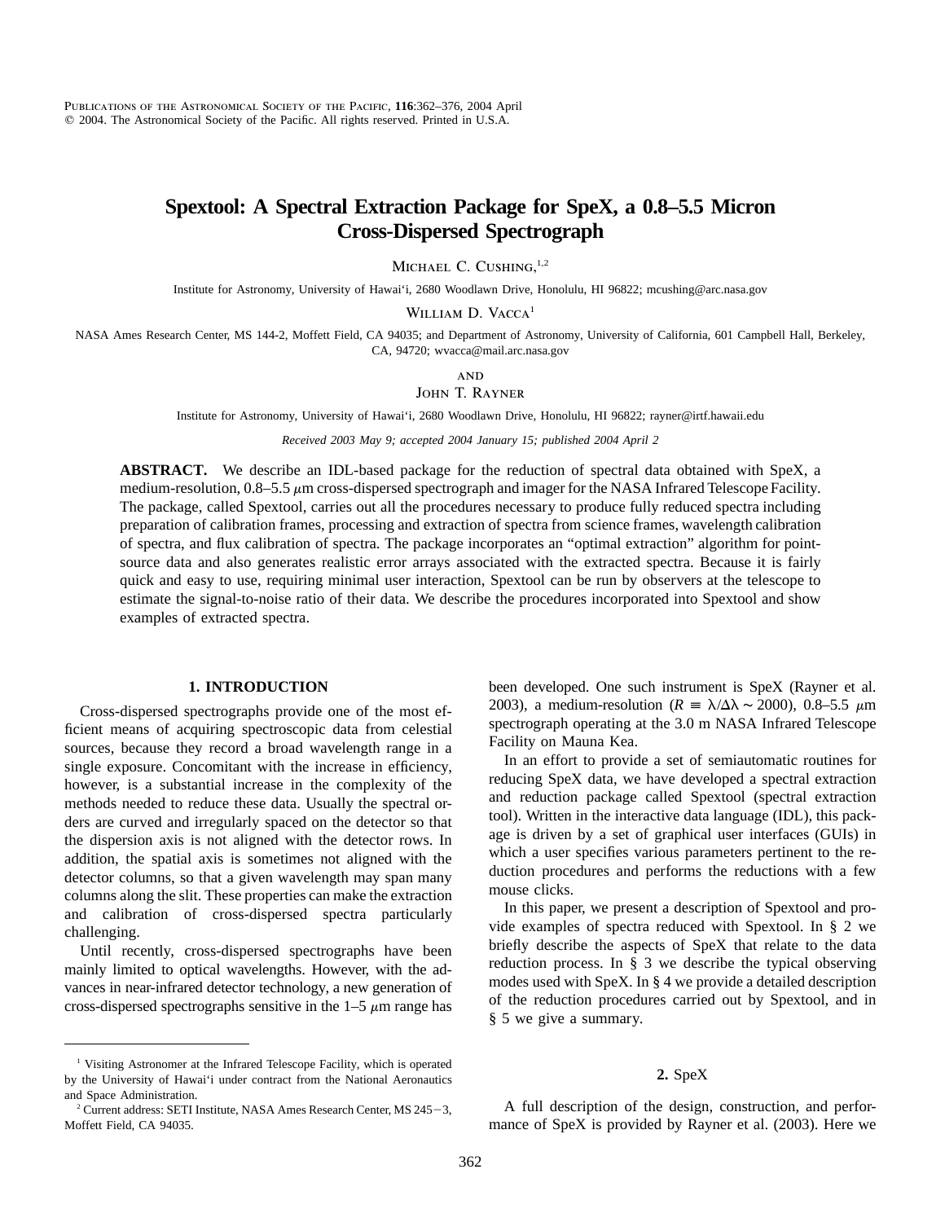# Spextool: A Spectral Extraction Package for SpeX, a 0.8–5.5 Micron Cross-Dispersed Spectrograph

Michael C. Cushing,[1,2]

Institute for Astronomy, University of Hawai'i, 2680 Woodlawn Drive, Honolulu, HI 96822; mcushing@arc.nasa.gov

William D. Vacca[1]

NASA Ames Research Center, MS 144-2, Moffett Field, CA 94035; and Department of Astronomy, University of California, 601 Campbell Hall, Berkeley, CA, 94720; wvacca@mail.arc.nasa.gov

and

John T. Rayner

Institute for Astronomy, University of Hawai'i, 2680 Woodlawn Drive, Honolulu, HI 96822; rayner@irtf.hawaii.edu

*Received 2003 May 9; accepted 2004 January 15; published 2004 April 2*

**ABSTRACT.** We describe an IDL-based package for the reduction of spectral data obtained with SpeX, a medium-resolution, 0.8–5.5 $\mu$m cross-dispersed spectrograph and imager for the NASA Infrared Telescope Facility. The package, called Spextool, carries out all the procedures necessary to produce fully reduced spectra including preparation of calibration frames, processing and extraction of spectra from science frames, wavelength calibration of spectra, and flux calibration of spectra. The package incorporates an "optimal extraction" algorithm for point-source data and also generates realistic error arrays associated with the extracted spectra. Because it is fairly quick and easy to use, requiring minimal user interaction, Spextool can be run by observers at the telescope to estimate the signal-to-noise ratio of their data. We describe the procedures incorporated into Spextool and show examples of extracted spectra.

## 1. INTRODUCTION

Cross-dispersed spectrographs provide one of the most efficient means of acquiring spectroscopic data from celestial sources, because they record a broad wavelength range in a single exposure. Concomitant with the increase in efficiency, however, is a substantial increase in the complexity of the methods needed to reduce these data. Usually the spectral orders are curved and irregularly spaced on the detector so that the dispersion axis is not aligned with the detector rows. In addition, the spatial axis is sometimes not aligned with the detector columns, so that a given wavelength may span many columns along the slit. These properties can make the extraction and calibration of cross-dispersed spectra particularly challenging.

Until recently, cross-dispersed spectrographs have been mainly limited to optical wavelengths. However, with the advances in near-infrared detector technology, a new generation of cross-dispersed spectrographs sensitive in the 1–5 $\mu$m range has been developed. One such instrument is SpeX (Rayner et al. 2003), a medium-resolution ($R \equiv \lambda/\Delta\lambda \sim 2000$), 0.8–5.5 $\mu$m spectrograph operating at the 3.0 m NASA Infrared Telescope Facility on Mauna Kea.

In an effort to provide a set of semiautomatic routines for reducing SpeX data, we have developed a spectral extraction and reduction package called Spextool (spectral extraction tool). Written in the interactive data language (IDL), this package is driven by a set of graphical user interfaces (GUIs) in which a user specifies various parameters pertinent to the reduction procedures and performs the reductions with a few mouse clicks.

In this paper, we present a description of Spextool and provide examples of spectra reduced with Spextool. In § 2 we briefly describe the aspects of SpeX that relate to the data reduction process. In § 3 we describe the typical observing modes used with SpeX. In § 4 we provide a detailed description of the reduction procedures carried out by Spextool, and in § 5 we give a summary.

## 2. SpeX

A full description of the design, construction, and performance of SpeX is provided by Rayner et al. (2003). Here we

---

[1] Visiting Astronomer at the Infrared Telescope Facility, which is operated by the University of Hawai'i under contract from the National Aeronautics and Space Administration.

[2] Current address: SETI Institute, NASA Ames Research Center, MS 245−3, Moffett Field, CA 94035.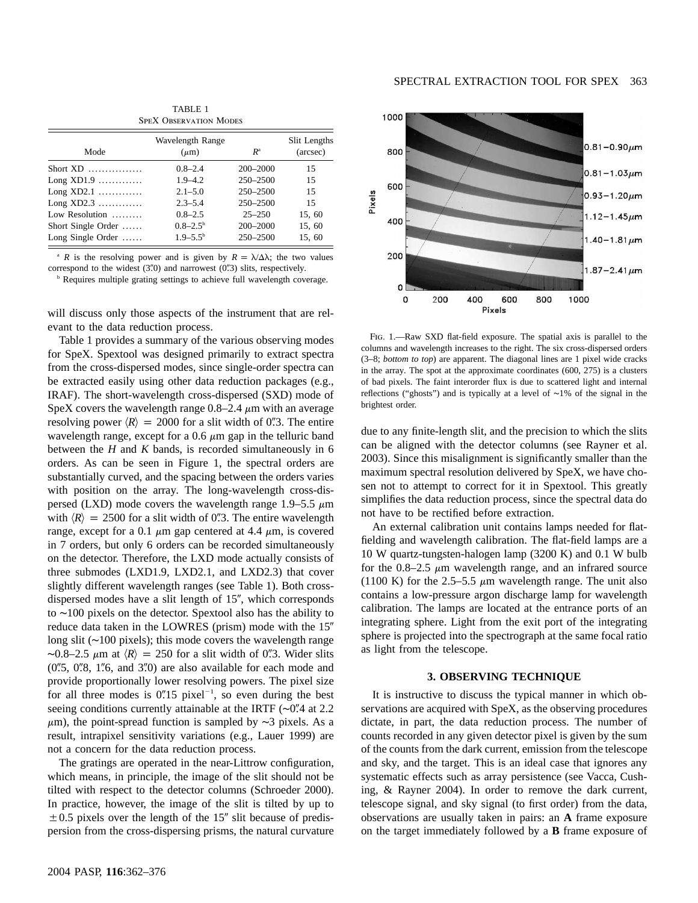TABLE 1
SpeX Observation Modes

| Mode | Wavelength Range ($\mu$m) | $R$[a] | Slit Lengths (arcsec) |
|---|---|---|---|
| Short XD | 0.8–2.4 | 200–2000 | 15 |
| Long XD1.9 | 1.9–4.2 | 250–2500 | 15 |
| Long XD2.1 | 2.1–5.0 | 250–2500 | 15 |
| Long XD2.3 | 2.3–5.4 | 250–2500 | 15 |
| Low Resolution | 0.8–2.5 | 25–250 | 15, 60 |
| Short Single Order | 0.8–2.5[b] | 200–2000 | 15, 60 |
| Long Single Order | 1.9–5.5[b] | 250–2500 | 15, 60 |

[a] $R$ is the resolving power and is given by $R = \lambda/\Delta\lambda$; the two values correspond to the widest (3″.0) and narrowest (0″.3) slits, respectively.

[b] Requires multiple grating settings to achieve full wavelength coverage.

will discuss only those aspects of the instrument that are relevant to the data reduction process.

Table 1 provides a summary of the various observing modes for SpeX. Spextool was designed primarily to extract spectra from the cross-dispersed modes, since single-order spectra can be extracted easily using other data reduction packages (e.g., IRAF). The short-wavelength cross-dispersed (SXD) mode of SpeX covers the wavelength range 0.8–2.4 $\mu$m with an average resolving power $\langle R \rangle = 2000$ for a slit width of 0″.3. The entire wavelength range, except for a 0.6 $\mu$m gap in the telluric band between the $H$ and $K$ bands, is recorded simultaneously in 6 orders. As can be seen in Figure 1, the spectral orders are substantially curved, and the spacing between the orders varies with position on the array. The long-wavelength cross-dispersed (LXD) mode covers the wavelength range 1.9–5.5 $\mu$m with $\langle R \rangle = 2500$ for a slit width of 0″.3. The entire wavelength range, except for a 0.1 $\mu$m gap centered at 4.4 $\mu$m, is covered in 7 orders, but only 6 orders can be recorded simultaneously on the detector. Therefore, the LXD mode actually consists of three submodes (LXD1.9, LXD2.1, and LXD2.3) that cover slightly different wavelength ranges (see Table 1). Both cross-dispersed modes have a slit length of 15″, which corresponds to ∼100 pixels on the detector. Spextool also has the ability to reduce data taken in the LOWRES (prism) mode with the 15″ long slit (∼100 pixels); this mode covers the wavelength range ∼0.8–2.5 $\mu$m at $\langle R \rangle = 250$ for a slit width of 0″.3. Wider slits (0″.5, 0″.8, 1″.6, and 3″.0) are also available for each mode and provide proportionally lower resolving powers. The pixel size for all three modes is 0″.15 pixel$^{-1}$, so even during the best seeing conditions currently attainable at the IRTF (∼0″.4 at 2.2 $\mu$m), the point-spread function is sampled by ∼3 pixels. As a result, intrapixel sensitivity variations (e.g., Lauer 1999) are not a concern for the data reduction process.

The gratings are operated in the near-Littrow configuration, which means, in principle, the image of the slit should not be tilted with respect to the detector columns (Schroeder 2000). In practice, however, the image of the slit is tilted by up to $\pm 0.5$ pixels over the length of the 15″ slit because of predispersion from the cross-dispersing prisms, the natural curvature due to any finite-length slit, and the precision to which the slits can be aligned with the detector columns (see Rayner et al. 2003). Since this misalignment is significantly smaller than the maximum spectral resolution delivered by SpeX, we have chosen not to attempt to correct for it in Spextool. This greatly simplifies the data reduction process, since the spectral data do not have to be rectified before extraction.

Fig. 1.—Raw SXD flat-field exposure. The spatial axis is parallel to the columns and wavelength increases to the right. The six cross-dispersed orders (3–8; *bottom to top*) are apparent. The diagonal lines are 1 pixel wide cracks in the array. The spot at the approximate coordinates (600, 275) is a clusters of bad pixels. The faint interorder flux is due to scattered light and internal reflections ("ghosts") and is typically at a level of ∼1% of the signal in the brightest order.

An external calibration unit contains lamps needed for flat-fielding and wavelength calibration. The flat-field lamps are a 10 W quartz-tungsten-halogen lamp (3200 K) and 0.1 W bulb for the 0.8–2.5 $\mu$m wavelength range, and an infrared source (1100 K) for the 2.5–5.5 $\mu$m wavelength range. The unit also contains a low-pressure argon discharge lamp for wavelength calibration. The lamps are located at the entrance ports of an integrating sphere. Light from the exit port of the integrating sphere is projected into the spectrograph at the same focal ratio as light from the telescope.

## 3. OBSERVING TECHNIQUE

It is instructive to discuss the typical manner in which observations are acquired with SpeX, as the observing procedures dictate, in part, the data reduction process. The number of counts recorded in any given detector pixel is given by the sum of the counts from the dark current, emission from the telescope and sky, and the target. This is an ideal case that ignores any systematic effects such as array persistence (see Vacca, Cushing, & Rayner 2004). In order to remove the dark current, telescope signal, and sky signal (to first order) from the data, observations are usually taken in pairs: an **A** frame exposure on the target immediately followed by a **B** frame exposure of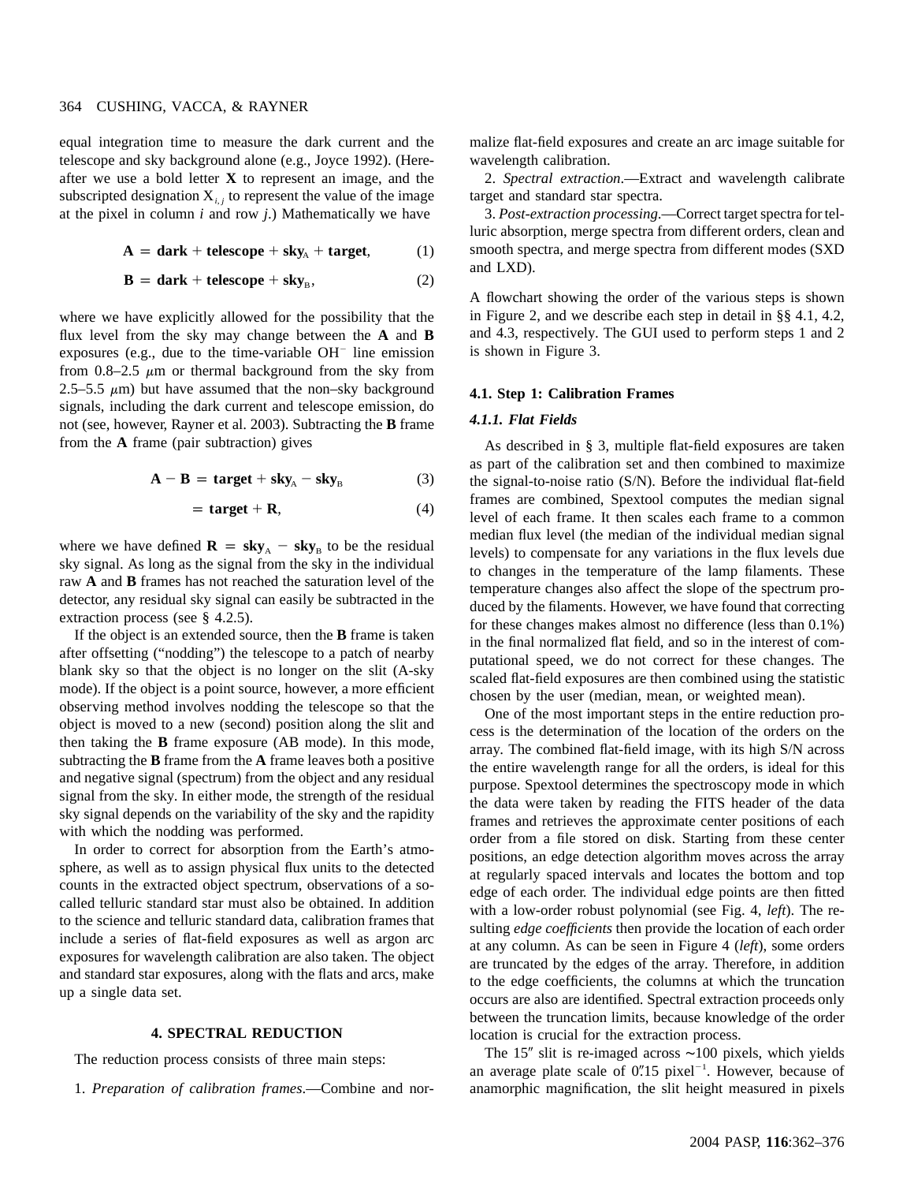equal integration time to measure the dark current and the telescope and sky background alone (e.g., Joyce 1992). (Hereafter we use a bold letter $\mathbf{X}$ to represent an image, and the subscripted designation $X_{i,j}$ to represent the value of the image at the pixel in column $i$ and row $j$.) Mathematically we have

$$\mathbf{A} = \mathbf{dark} + \mathbf{telescope} + \mathbf{sky}_A + \mathbf{target}, \quad (1)$$

$$\mathbf{B} = \mathbf{dark} + \mathbf{telescope} + \mathbf{sky}_B, \quad (2)$$

where we have explicitly allowed for the possibility that the flux level from the sky may change between the **A** and **B** exposures (e.g., due to the time-variable $OH^-$ line emission from 0.8–2.5 $\mu$m or thermal background from the sky from 2.5–5.5 $\mu$m) but have assumed that the non–sky background signals, including the dark current and telescope emission, do not (see, however, Rayner et al. 2003). Subtracting the **B** frame from the **A** frame (pair subtraction) gives

$$\mathbf{A} - \mathbf{B} = \mathbf{target} + \mathbf{sky}_A - \mathbf{sky}_B \quad (3)$$

$$= \mathbf{target} + \mathbf{R}, \quad (4)$$

where we have defined $\mathbf{R} = \mathbf{sky}_A - \mathbf{sky}_B$ to be the residual sky signal. As long as the signal from the sky in the individual raw **A** and **B** frames has not reached the saturation level of the detector, any residual sky signal can easily be subtracted in the extraction process (see § 4.2.5).

If the object is an extended source, then the **B** frame is taken after offsetting ("nodding") the telescope to a patch of nearby blank sky so that the object is no longer on the slit (A-sky mode). If the object is a point source, however, a more efficient observing method involves nodding the telescope so that the object is moved to a new (second) position along the slit and then taking the **B** frame exposure (AB mode). In this mode, subtracting the **B** frame from the **A** frame leaves both a positive and negative signal (spectrum) from the object and any residual signal from the sky. In either mode, the strength of the residual sky signal depends on the variability of the sky and the rapidity with which the nodding was performed.

In order to correct for absorption from the Earth's atmosphere, as well as to assign physical flux units to the detected counts in the extracted object spectrum, observations of a so-called telluric standard star must also be obtained. In addition to the science and telluric standard data, calibration frames that include a series of flat-field exposures as well as argon arc exposures for wavelength calibration are also taken. The object and standard star exposures, along with the flats and arcs, make up a single data set.

## 4. SPECTRAL REDUCTION

The reduction process consists of three main steps:

1. *Preparation of calibration frames*.—Combine and normalize flat-field exposures and create an arc image suitable for wavelength calibration.
2. *Spectral extraction*.—Extract and wavelength calibrate target and standard star spectra.
3. *Post-extraction processing*.—Correct target spectra for telluric absorption, merge spectra from different orders, clean and smooth spectra, and merge spectra from different modes (SXD and LXD).

A flowchart showing the order of the various steps is shown in Figure 2, and we describe each step in detail in §§ 4.1, 4.2, and 4.3, respectively. The GUI used to perform steps 1 and 2 is shown in Figure 3.

### 4.1. Step 1: Calibration Frames

#### *4.1.1. Flat Fields*

As described in § 3, multiple flat-field exposures are taken as part of the calibration set and then combined to maximize the signal-to-noise ratio (S/N). Before the individual flat-field frames are combined, Spextool computes the median signal level of each frame. It then scales each frame to a common median flux level (the median of the individual median signal levels) to compensate for any variations in the flux levels due to changes in the temperature of the lamp filaments. These temperature changes also affect the slope of the spectrum produced by the filaments. However, we have found that correcting for these changes makes almost no difference (less than 0.1%) in the final normalized flat field, and so in the interest of computational speed, we do not correct for these changes. The scaled flat-field exposures are then combined using the statistic chosen by the user (median, mean, or weighted mean).

One of the most important steps in the entire reduction process is the determination of the location of the orders on the array. The combined flat-field image, with its high S/N across the entire wavelength range for all the orders, is ideal for this purpose. Spextool determines the spectroscopy mode in which the data were taken by reading the FITS header of the data frames and retrieves the approximate center positions of each order from a file stored on disk. Starting from these center positions, an edge detection algorithm moves across the array at regularly spaced intervals and locates the bottom and top edge of each order. The individual edge points are then fitted with a low-order robust polynomial (see Fig. 4, *left*). The resulting *edge coefficients* then provide the location of each order at any column. As can be seen in Figure 4 (*left*), some orders are truncated by the edges of the array. Therefore, in addition to the edge coefficients, the columns at which the truncation occurs are also are identified. Spectral extraction proceeds only between the truncation limits, because knowledge of the order location is crucial for the extraction process.

The 15″ slit is re-imaged across ∼100 pixels, which yields an average plate scale of 0″.15 pixel$^{-1}$. However, because of anamorphic magnification, the slit height measured in pixels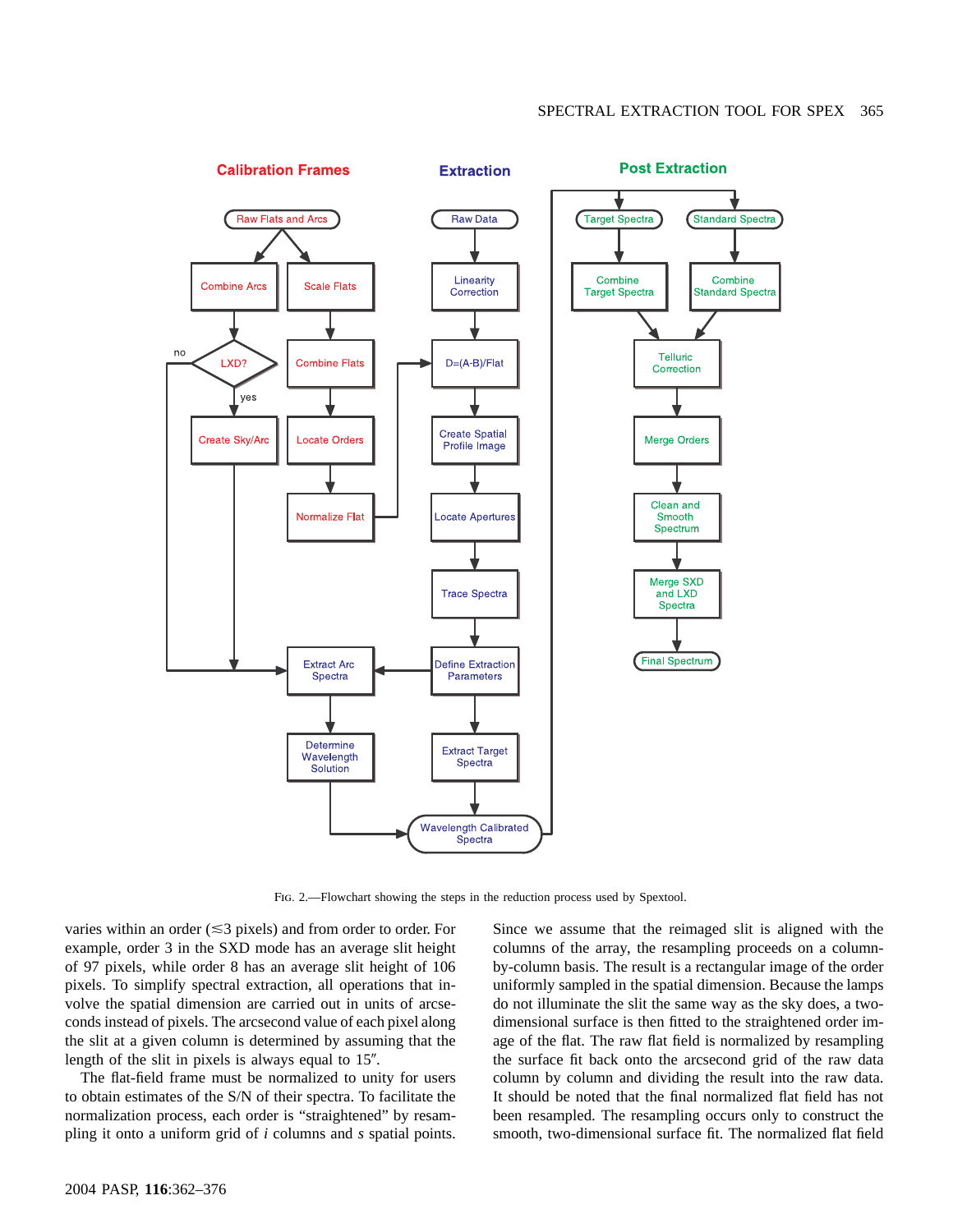FIG. 2.—Flowchart showing the steps in the reduction process used by Spextool.

varies within an order (≲3 pixels) and from order to order. For example, order 3 in the SXD mode has an average slit height of 97 pixels, while order 8 has an average slit height of 106 pixels. To simplify spectral extraction, all operations that involve the spatial dimension are carried out in units of arcseconds instead of pixels. The arcsecond value of each pixel along the slit at a given column is determined by assuming that the length of the slit in pixels is always equal to 15″.

The flat-field frame must be normalized to unity for users to obtain estimates of the S/N of their spectra. To facilitate the normalization process, each order is "straightened" by resampling it onto a uniform grid of $i$ columns and $s$ spatial points. Since we assume that the reimaged slit is aligned with the columns of the array, the resampling proceeds on a column-by-column basis. The result is a rectangular image of the order uniformly sampled in the spatial dimension. Because the lamps do not illuminate the slit the same way as the sky does, a two-dimensional surface is then fitted to the straightened order image of the flat. The raw flat field is normalized by resampling the surface fit back onto the arcsecond grid of the raw data column by column and dividing the result into the raw data. It should be noted that the final normalized flat field has not been resampled. The resampling occurs only to construct the smooth, two-dimensional surface fit. The normalized flat field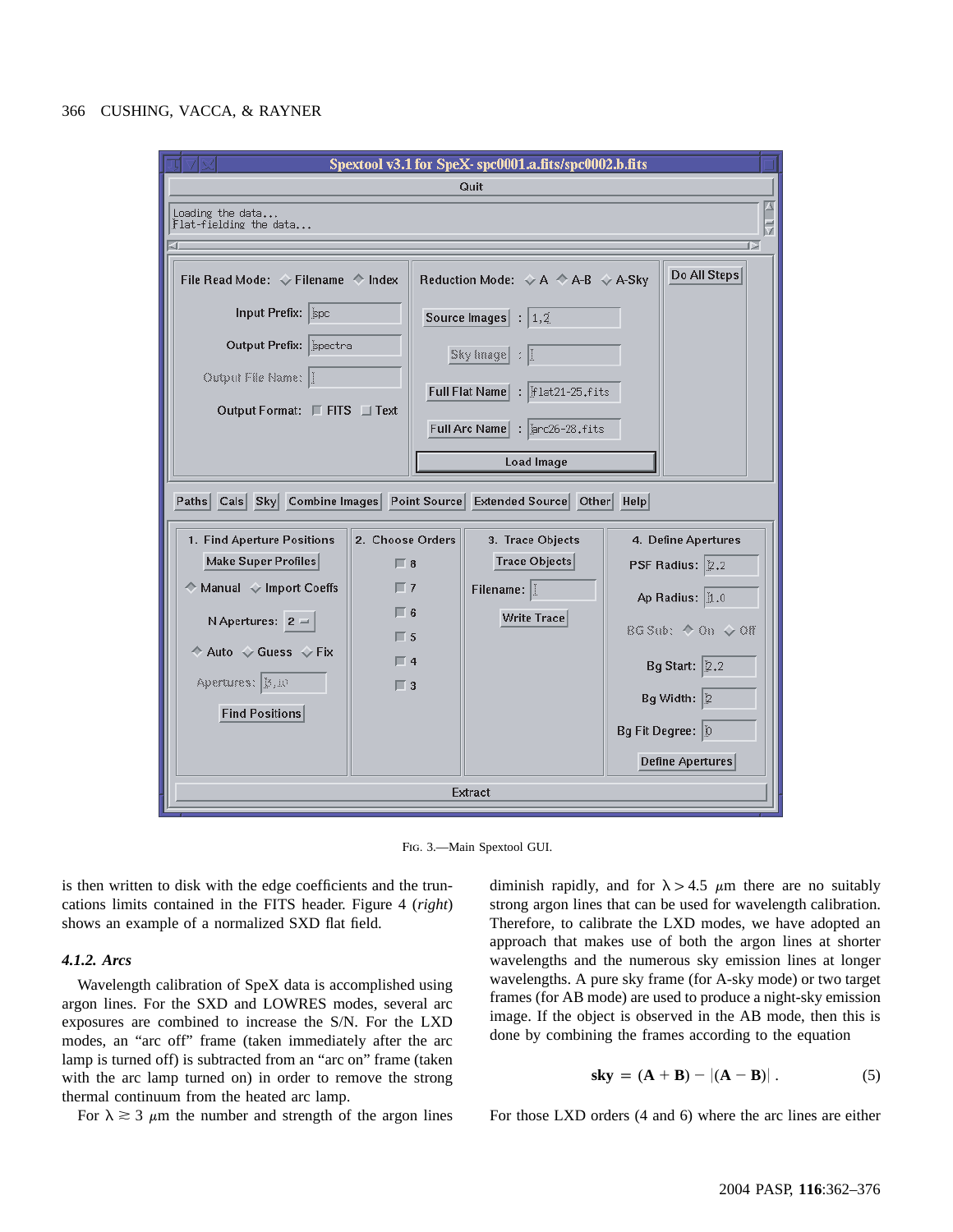Fig. 3.—Main Spextool GUI.

is then written to disk with the edge coefficients and the truncations limits contained in the FITS header. Figure 4 (*right*) shows an example of a normalized SXD flat field.

#### 4.1.2. *Arcs*

Wavelength calibration of SpeX data is accomplished using argon lines. For the SXD and LOWRES modes, several arc exposures are combined to increase the S/N. For the LXD modes, an "arc off" frame (taken immediately after the arc lamp is turned off) is subtracted from an "arc on" frame (taken with the arc lamp turned on) in order to remove the strong thermal continuum from the heated arc lamp.

For $\lambda \gtrsim 3$ $\mu$m the number and strength of the argon lines diminish rapidly, and for $\lambda > 4.5$ $\mu$m there are no suitably strong argon lines that can be used for wavelength calibration. Therefore, to calibrate the LXD modes, we have adopted an approach that makes use of both the argon lines at shorter wavelengths and the numerous sky emission lines at longer wavelengths. A pure sky frame (for A-sky mode) or two target frames (for AB mode) are used to produce a night-sky emission image. If the object is observed in the AB mode, then this is done by combining the frames according to the equation

$$\mathbf{sky} = (\mathbf{A} + \mathbf{B}) - |(\mathbf{A} - \mathbf{B})| \, . \qquad (5)$$

For those LXD orders (4 and 6) where the arc lines are either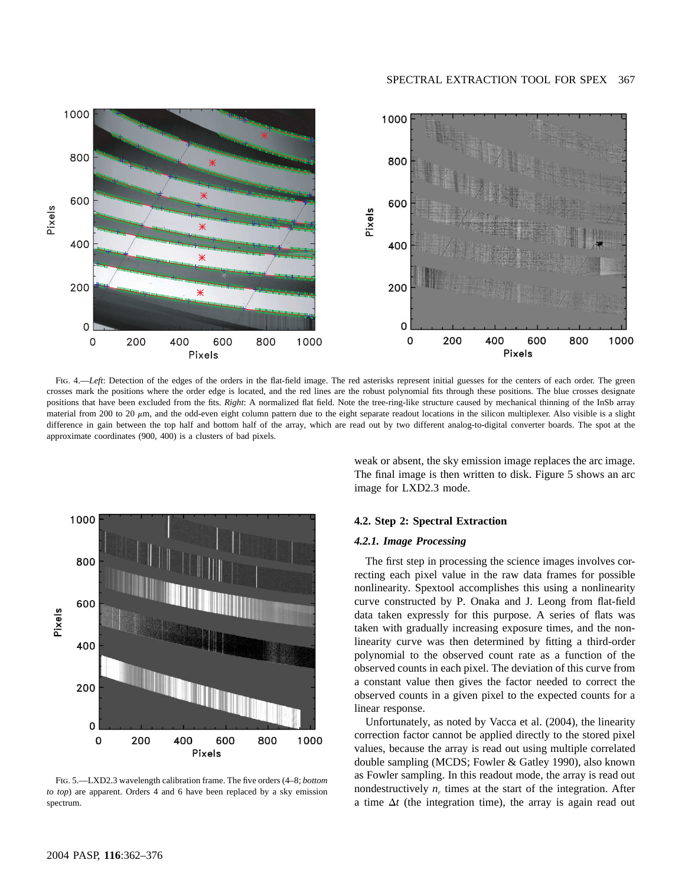FIG. 4.—*Left*: Detection of the edges of the orders in the flat-field image. The red asterisks represent initial guesses for the centers of each order. The green crosses mark the positions where the order edge is located, and the red lines are the robust polynomial fits through these positions. The blue crosses designate positions that have been excluded from the fits. *Right*: A normalized flat field. Note the tree-ring-like structure caused by mechanical thinning of the InSb array material from 200 to 20 $\mu$m, and the odd-even eight column pattern due to the eight separate readout locations in the silicon multiplexer. Also visible is a slight difference in gain between the top half and bottom half of the array, which are read out by two different analog-to-digital converter boards. The spot at the approximate coordinates (900, 400) is a clusters of bad pixels.

FIG. 5.—LXD2.3 wavelength calibration frame. The five orders (4–8; *bottom to top*) are apparent. Orders 4 and 6 have been replaced by a sky emission spectrum.

weak or absent, the sky emission image replaces the arc image. The final image is then written to disk. Figure 5 shows an arc image for LXD2.3 mode.

### 4.2. Step 2: Spectral Extraction

#### *4.2.1. Image Processing*

The first step in processing the science images involves correcting each pixel value in the raw data frames for possible nonlinearity. Spextool accomplishes this using a nonlinearity curve constructed by P. Onaka and J. Leong from flat-field data taken expressly for this purpose. A series of flats was taken with gradually increasing exposure times, and the nonlinearity curve was then determined by fitting a third-order polynomial to the observed count rate as a function of the observed counts in each pixel. The deviation of this curve from a constant value then gives the factor needed to correct the observed counts in a given pixel to the expected counts for a linear response.

Unfortunately, as noted by Vacca et al. (2004), the linearity correction factor cannot be applied directly to the stored pixel values, because the array is read out using multiple correlated double sampling (MCDS; Fowler & Gatley 1990), also known as Fowler sampling. In this readout mode, the array is read out nondestructively $n_r$ times at the start of the integration. After a time $\Delta t$ (the integration time), the array is again read out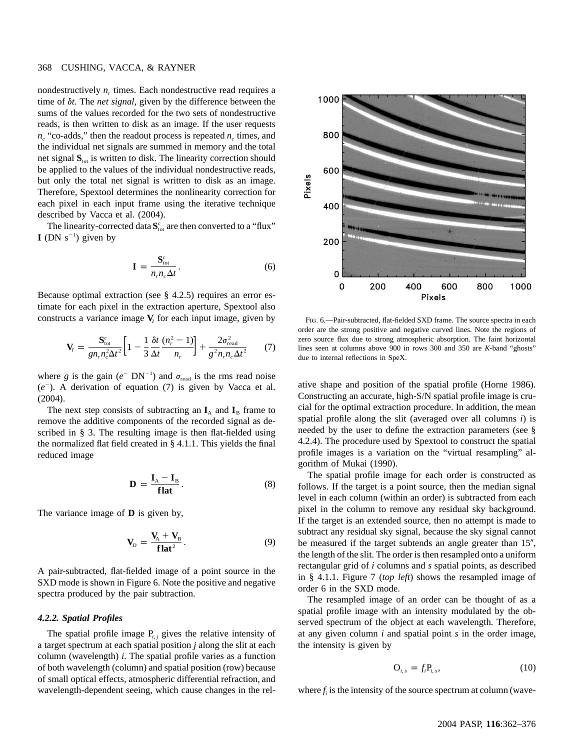nondestructively $n_r$ times. Each nondestructive read requires a time of $\delta t$. The *net signal*, given by the difference between the sums of the values recorded for the two sets of nondestructive reads, is then written to disk as an image. If the user requests $n_c$ "co-adds," then the readout process is repeated $n_c$ times, and the individual net signals are summed in memory and the total net signal $\mathbf{S}_{\rm tot}$ is written to disk. The linearity correction should be applied to the values of the individual nondestructive reads, but only the total net signal is written to disk as an image. Therefore, Spextool determines the nonlinearity correction for each pixel in each input frame using the iterative technique described by Vacca et al. (2004).

The linearity-corrected data $\mathbf{S}^c_{\rm tot}$ are then converted to a "flux" $\mathbf{I}$ (DN $\rm s^{-1}$) given by

$$\mathbf{I} = \frac{\mathbf{S}^c_{\rm tot}}{n_r n_c \Delta t}. \tag{6}$$

Because optimal extraction (see § 4.2.5) requires an error estimate for each pixel in the extraction aperture, Spextool also constructs a variance image $\mathbf{V}_I$ for each input image, given by

$$\mathbf{V}_I = \frac{\mathbf{S}^c_{\rm tot}}{g n_r n_c^2 \Delta t^2}\left[1 - \frac{1}{3}\frac{\delta t}{\Delta t}\frac{(n_r^2 - 1)}{n_r}\right] + \frac{2\sigma^2_{\rm read}}{g^2 n_r n_c \Delta t^2} \tag{7}$$

where $g$ is the gain ($e^-$ DN$^{-1}$) and $\sigma_{\rm read}$ is the rms read noise ($e^-$). A derivation of equation (7) is given by Vacca et al. (2004).

The next step consists of subtracting an $\mathbf{I}_{\rm A}$ and $\mathbf{I}_{\rm B}$ frame to remove the additive components of the recorded signal as described in § 3. The resulting image is then flat-fielded using the normalized flat field created in § 4.1.1. This yields the final reduced image

$$\mathbf{D} = \frac{\mathbf{I}_{\rm A} - \mathbf{I}_{\rm B}}{\mathbf{flat}}. \tag{8}$$

The variance image of $\mathbf{D}$ is given by,

$$\mathbf{V}_D = \frac{\mathbf{V}_{\rm A} + \mathbf{V}_{\rm B}}{\mathbf{flat}^2}. \tag{9}$$

A pair-subtracted, flat-fielded image of a point source in the SXD mode is shown in Figure 6. Note the positive and negative spectra produced by the pair subtraction.

Fig. 6.—Pair-subtracted, flat-fielded SXD frame. The source spectra in each order are the strong positive and negative curved lines. Note the regions of zero source flux due to strong atmospheric absorption. The faint horizontal lines seen at columns above 900 in rows 300 and 350 are *K*-band "ghosts" due to internal reflections in SpeX.

#### *4.2.2. Spatial Profiles*

The spatial profile image $\rm P_{\it i,j}$ gives the relative intensity of a target spectrum at each spatial position $j$ along the slit at each column (wavelength) $i$. The spatial profile varies as a function of both wavelength (column) and spatial position (row) because of small optical effects, atmospheric differential refraction, and wavelength-dependent seeing, which cause changes in the relative shape and position of the spatial profile (Horne 1986). Constructing an accurate, high-S/N spatial profile image is crucial for the optimal extraction procedure. In addition, the mean spatial profile along the slit (averaged over all columns $i$) is needed by the user to define the extraction parameters (see § 4.2.4). The procedure used by Spextool to construct the spatial profile images is a variation on the "virtual resampling" algorithm of Mukai (1990).

The spatial profile image for each order is constructed as follows. If the target is a point source, then the median signal level in each column (within an order) is subtracted from each pixel in the column to remove any residual sky background. If the target is an extended source, then no attempt is made to subtract any residual sky signal, because the sky signal cannot be measured if the target subtends an angle greater than 15″, the length of the slit. The order is then resampled onto a uniform rectangular grid of $i$ columns and $s$ spatial points, as described in § 4.1.1. Figure 7 (*top left*) shows the resampled image of order 6 in the SXD mode.

The resampled image of an order can be thought of as a spatial profile image with an intensity modulated by the observed spectrum of the object at each wavelength. Therefore, at any given column $i$ and spatial point $s$ in the order image, the intensity is given by

$$\rm O_{\it i,s} = \it f_i \rm P_{\it i,s}, \tag{10}$$

where $f_i$ is the intensity of the source spectrum at column (wave-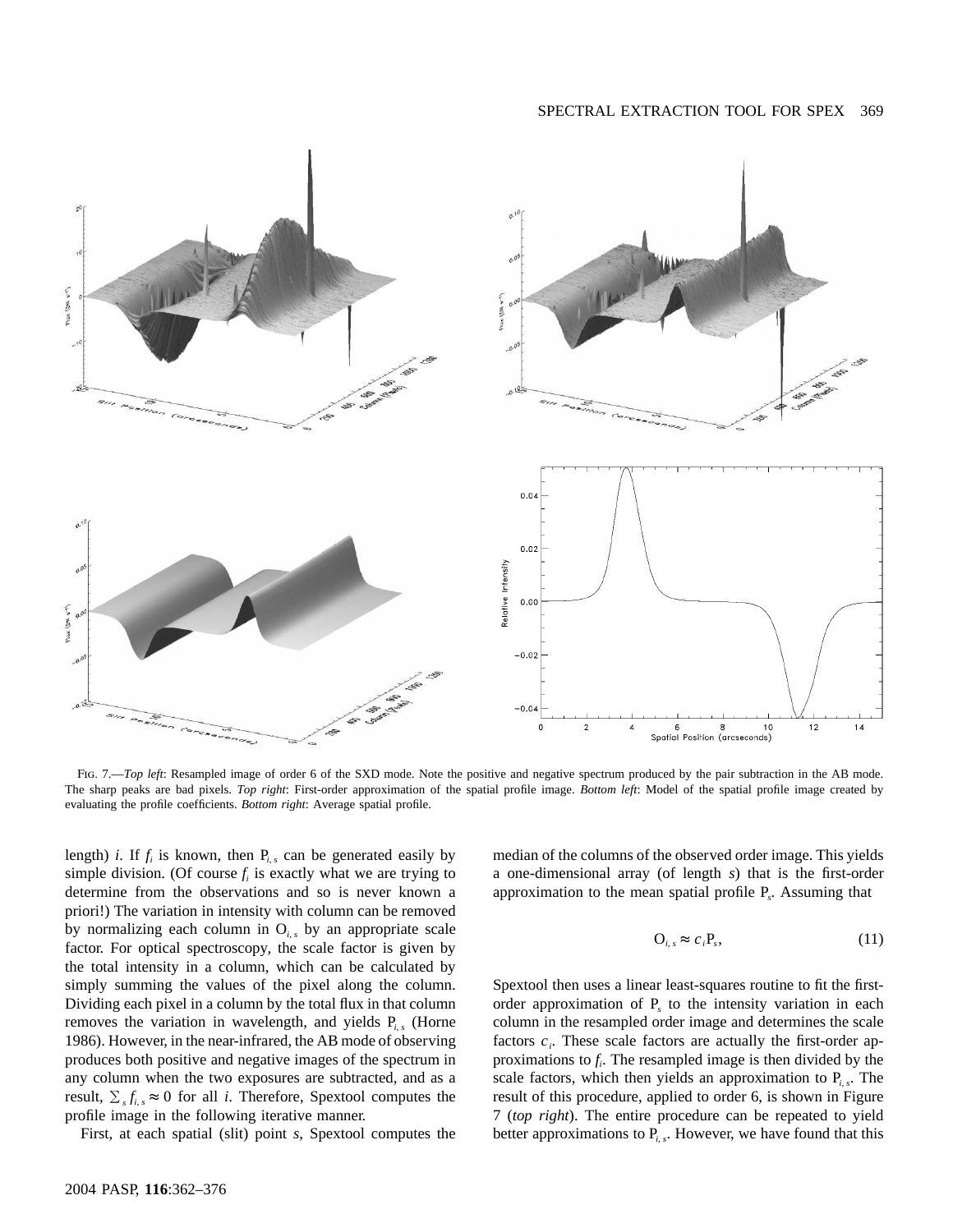FIG. 7.—*Top left*: Resampled image of order 6 of the SXD mode. Note the positive and negative spectrum produced by the pair subtraction in the AB mode. The sharp peaks are bad pixels. *Top right*: First-order approximation of the spatial profile image. *Bottom left*: Model of the spatial profile image created by evaluating the profile coefficients. *Bottom right*: Average spatial profile.

length) $i$. If $f_i$ is known, then $P_{i,s}$ can be generated easily by simple division. (Of course $f_i$ is exactly what we are trying to determine from the observations and so is never known a priori!) The variation in intensity with column can be removed by normalizing each column in $O_{i,s}$ by an appropriate scale factor. For optical spectroscopy, the scale factor is given by the total intensity in a column, which can be calculated by simply summing the values of the pixel along the column. Dividing each pixel in a column by the total flux in that column removes the variation in wavelength, and yields $P_{i,s}$ (Horne 1986). However, in the near-infrared, the AB mode of observing produces both positive and negative images of the spectrum in any column when the two exposures are subtracted, and as a result, $\sum_s f_{i,s} \approx 0$ for all $i$. Therefore, Spextool computes the profile image in the following iterative manner.

First, at each spatial (slit) point $s$, Spextool computes the median of the columns of the observed order image. This yields a one-dimensional array (of length $s$) that is the first-order approximation to the mean spatial profile $P_s$. Assuming that

$$O_{i,s} \approx c_i P_s, \tag{11}$$

Spextool then uses a linear least-squares routine to fit the first-order approximation of $P_s$ to the intensity variation in each column in the resampled order image and determines the scale factors $c_i$. These scale factors are actually the first-order approximations to $f_i$. The resampled image is then divided by the scale factors, which then yields an approximation to $P_{i,s}$. The result of this procedure, applied to order 6, is shown in Figure 7 (*top right*). The entire procedure can be repeated to yield better approximations to $P_{i,s}$. However, we have found that this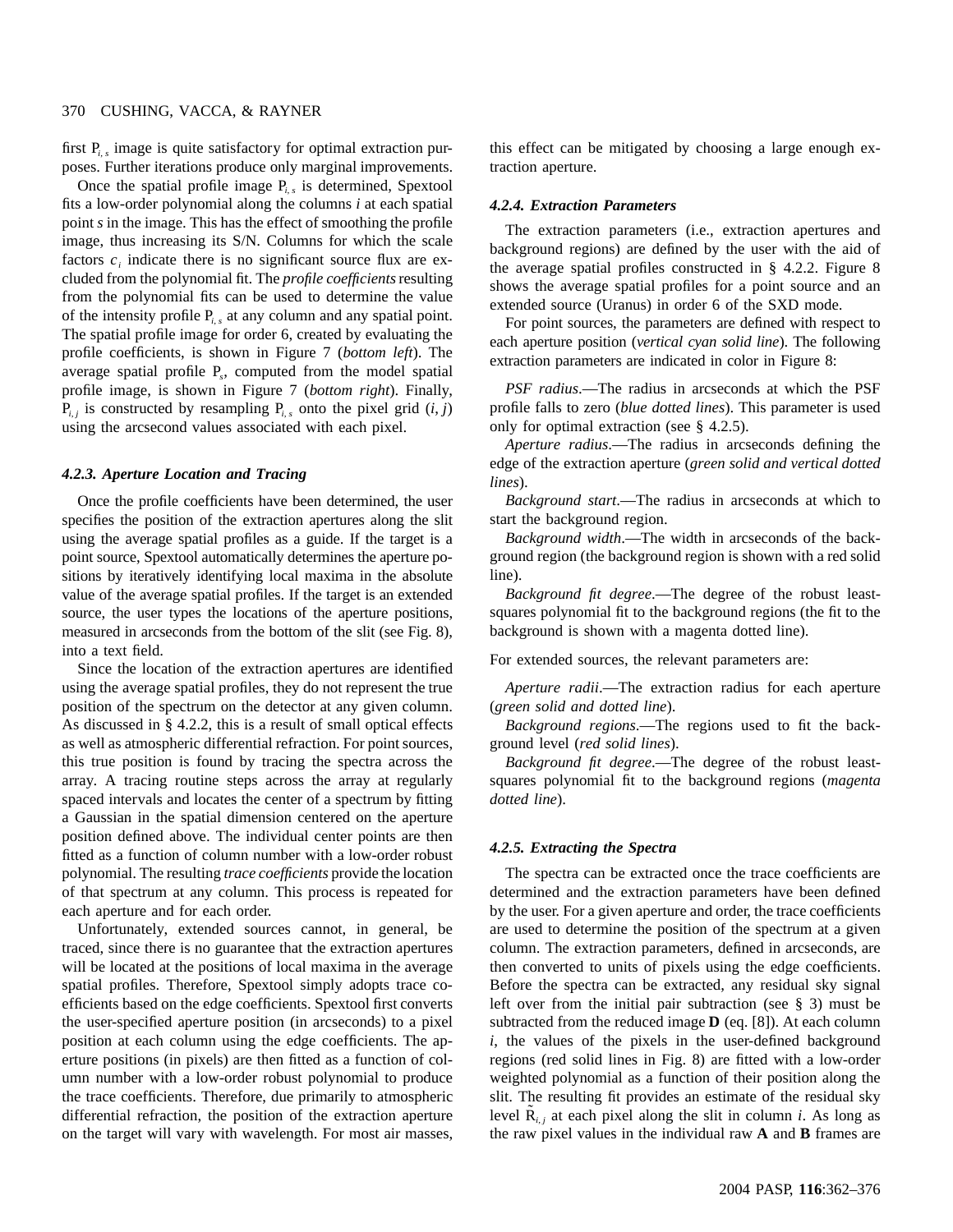first $P_{i,s}$ image is quite satisfactory for optimal extraction purposes. Further iterations produce only marginal improvements.

Once the spatial profile image $P_{i,s}$ is determined, Spextool fits a low-order polynomial along the columns $i$ at each spatial point $s$ in the image. This has the effect of smoothing the profile image, thus increasing its S/N. Columns for which the scale factors $c_i$ indicate there is no significant source flux are excluded from the polynomial fit. The *profile coefficients* resulting from the polynomial fits can be used to determine the value of the intensity profile $P_{i,s}$ at any column and any spatial point. The spatial profile image for order 6, created by evaluating the profile coefficients, is shown in Figure 7 (*bottom left*). The average spatial profile $P_s$, computed from the model spatial profile image, is shown in Figure 7 (*bottom right*). Finally, $P_{i,j}$ is constructed by resampling $P_{i,s}$ onto the pixel grid $(i, j)$ using the arcsecond values associated with each pixel.

#### 4.2.3. Aperture Location and Tracing

Once the profile coefficients have been determined, the user specifies the position of the extraction apertures along the slit using the average spatial profiles as a guide. If the target is a point source, Spextool automatically determines the aperture positions by iteratively identifying local maxima in the absolute value of the average spatial profiles. If the target is an extended source, the user types the locations of the aperture positions, measured in arcseconds from the bottom of the slit (see Fig. 8), into a text field.

Since the location of the extraction apertures are identified using the average spatial profiles, they do not represent the true position of the spectrum on the detector at any given column. As discussed in § 4.2.2, this is a result of small optical effects as well as atmospheric differential refraction. For point sources, this true position is found by tracing the spectra across the array. A tracing routine steps across the array at regularly spaced intervals and locates the center of a spectrum by fitting a Gaussian in the spatial dimension centered on the aperture position defined above. The individual center points are then fitted as a function of column number with a low-order robust polynomial. The resulting *trace coefficients* provide the location of that spectrum at any column. This process is repeated for each aperture and for each order.

Unfortunately, extended sources cannot, in general, be traced, since there is no guarantee that the extraction apertures will be located at the positions of local maxima in the average spatial profiles. Therefore, Spextool simply adopts trace coefficients based on the edge coefficients. Spextool first converts the user-specified aperture position (in arcseconds) to a pixel position at each column using the edge coefficients. The aperture positions (in pixels) are then fitted as a function of column number with a low-order robust polynomial to produce the trace coefficients. Therefore, due primarily to atmospheric differential refraction, the position of the extraction aperture on the target will vary with wavelength. For most air masses, this effect can be mitigated by choosing a large enough extraction aperture.

#### 4.2.4. Extraction Parameters

The extraction parameters (i.e., extraction apertures and background regions) are defined by the user with the aid of the average spatial profiles constructed in § 4.2.2. Figure 8 shows the average spatial profiles for a point source and an extended source (Uranus) in order 6 of the SXD mode.

For point sources, the parameters are defined with respect to each aperture position (*vertical cyan solid line*). The following extraction parameters are indicated in color in Figure 8:

*PSF radius*.—The radius in arcseconds at which the PSF profile falls to zero (*blue dotted lines*). This parameter is used only for optimal extraction (see § 4.2.5).

*Aperture radius*.—The radius in arcseconds defining the edge of the extraction aperture (*green solid and vertical dotted lines*).

*Background start*.—The radius in arcseconds at which to start the background region.

*Background width*.—The width in arcseconds of the background region (the background region is shown with a red solid line).

*Background fit degree*.—The degree of the robust least-squares polynomial fit to the background regions (the fit to the background is shown with a magenta dotted line).

For extended sources, the relevant parameters are:

*Aperture radii*.—The extraction radius for each aperture (*green solid and dotted line*).

*Background regions*.—The regions used to fit the background level (*red solid lines*).

*Background fit degree*.—The degree of the robust least-squares polynomial fit to the background regions (*magenta dotted line*).

#### 4.2.5. Extracting the Spectra

The spectra can be extracted once the trace coefficients are determined and the extraction parameters have been defined by the user. For a given aperture and order, the trace coefficients are used to determine the position of the spectrum at a given column. The extraction parameters, defined in arcseconds, are then converted to units of pixels using the edge coefficients. Before the spectra can be extracted, any residual sky signal left over from the initial pair subtraction (see § 3) must be subtracted from the reduced image **D** (eq. [8]). At each column $i$, the values of the pixels in the user-defined background regions (red solid lines in Fig. 8) are fitted with a low-order weighted polynomial as a function of their position along the slit. The resulting fit provides an estimate of the residual sky level $\tilde{R}_{i,j}$ at each pixel along the slit in column $i$. As long as the raw pixel values in the individual raw **A** and **B** frames are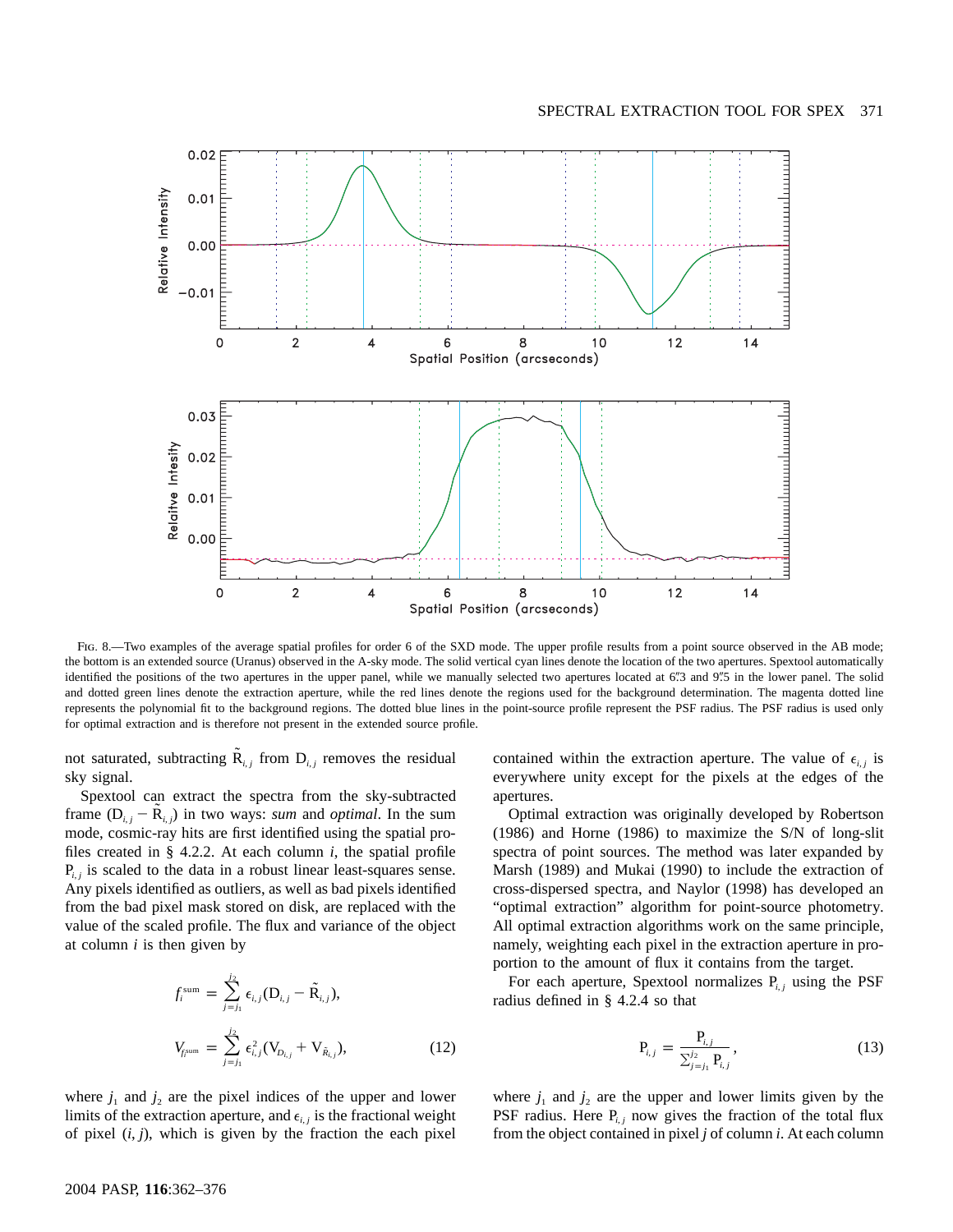FIG. 8.—Two examples of the average spatial profiles for order 6 of the SXD mode. The upper profile results from a point source observed in the AB mode; the bottom is an extended source (Uranus) observed in the A-sky mode. The solid vertical cyan lines denote the location of the two apertures. Spextool automatically identified the positions of the two apertures in the upper panel, while we manually selected two apertures located at 6″.3 and 9″.5 in the lower panel. The solid and dotted green lines denote the extraction aperture, while the red lines denote the regions used for the background determination. The magenta dotted line represents the polynomial fit to the background regions. The dotted blue lines in the point-source profile represent the PSF radius. The PSF radius is used only for optimal extraction and is therefore not present in the extended source profile.

not saturated, subtracting $\tilde{R}_{i,j}$ from $D_{i,j}$ removes the residual sky signal.

Spextool can extract the spectra from the sky-subtracted frame $(D_{i,j} - \tilde{R}_{i,j})$ in two ways: *sum* and *optimal*. In the sum mode, cosmic-ray hits are first identified using the spatial profiles created in § 4.2.2. At each column $i$, the spatial profile $P_{i,j}$ is scaled to the data in a robust linear least-squares sense. Any pixels identified as outliers, as well as bad pixels identified from the bad pixel mask stored on disk, are replaced with the value of the scaled profile. The flux and variance of the object at column $i$ is then given by

$$f_i^{\rm sum} = \sum_{j=j_1}^{j_2} \epsilon_{i,j}(D_{i,j} - \tilde{R}_{i,j}),$$

$$V_{f_i^{\rm sum}} = \sum_{j=j_1}^{j_2} \epsilon_{i,j}^2 (V_{D_{i,j}} + V_{\tilde{R}_{i,j}}), \tag{12}$$

where $j_1$ and $j_2$ are the pixel indices of the upper and lower limits of the extraction aperture, and $\epsilon_{i,j}$ is the fractional weight of pixel $(i, j)$, which is given by the fraction the each pixel contained within the extraction aperture. The value of $\epsilon_{i,j}$ is everywhere unity except for the pixels at the edges of the apertures.

Optimal extraction was originally developed by Robertson (1986) and Horne (1986) to maximize the S/N of long-slit spectra of point sources. The method was later expanded by Marsh (1989) and Mukai (1990) to include the extraction of cross-dispersed spectra, and Naylor (1998) has developed an "optimal extraction" algorithm for point-source photometry. All optimal extraction algorithms work on the same principle, namely, weighting each pixel in the extraction aperture in proportion to the amount of flux it contains from the target.

For each aperture, Spextool normalizes $P_{i,j}$ using the PSF radius defined in § 4.2.4 so that

$$P_{i,j} = \frac{P_{i,j}}{\sum_{j=j_1}^{j_2} P_{i,j}}, \tag{13}$$

where $j_1$ and $j_2$ are the upper and lower limits given by the PSF radius. Here $P_{i,j}$ now gives the fraction of the total flux from the object contained in pixel $j$ of column $i$. At each column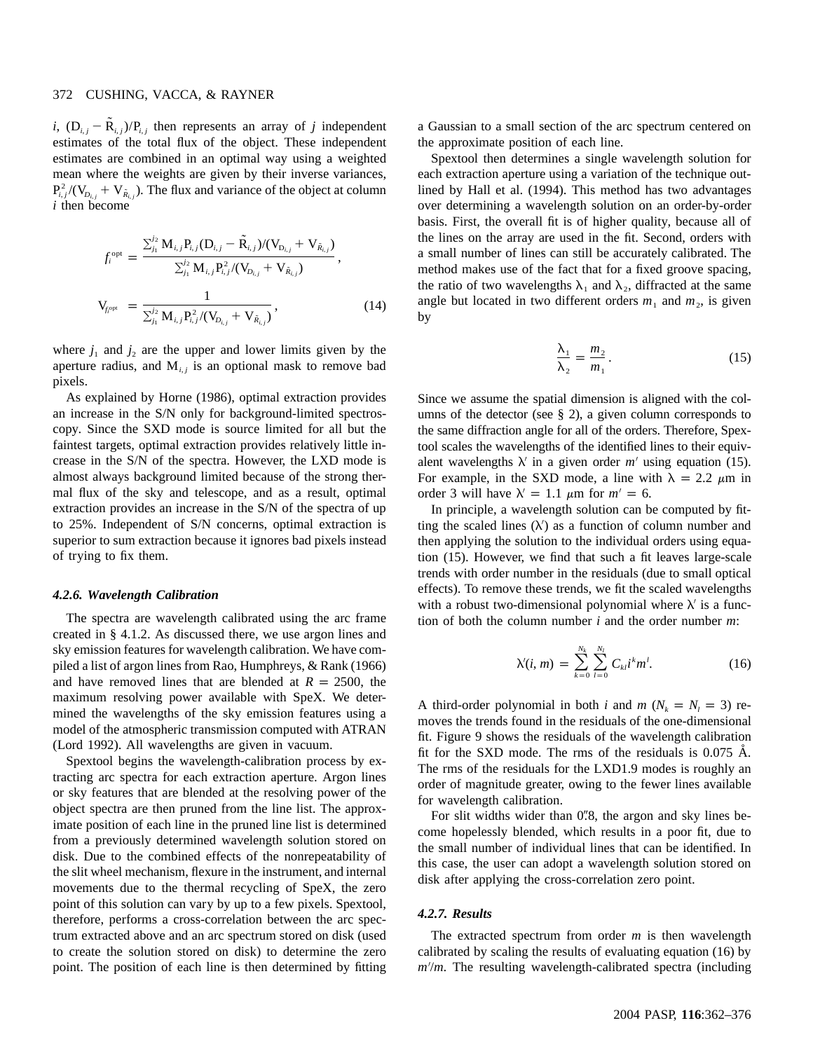$i$, $(D_{i,j} - \tilde{R}_{i,j})/P_{i,j}$ then represents an array of $j$ independent estimates of the total flux of the object. These independent estimates are combined in an optimal way using a weighted mean where the weights are given by their inverse variances, $P_{i,j}^2/(V_{D_{i,j}} + V_{\tilde{R}_{i,j}})$. The flux and variance of the object at column $i$ then become

$$f_i^{\rm opt} = \frac{\sum_{j_1}^{j_2} M_{i,j} P_{i,j} (D_{i,j} - \tilde{R}_{i,j})/(V_{D_{i,j}} + V_{\tilde{R}_{i,j}})}{\sum_{j_1}^{j_2} M_{i,j} P_{i,j}^2/(V_{D_{i,j}} + V_{\tilde{R}_{i,j}})},$$

$$V_{f_i^{\rm opt}} = \frac{1}{\sum_{j_1}^{j_2} M_{i,j} P_{i,j}^2/(V_{D_{i,j}} + V_{\tilde{R}_{i,j}})}, \tag{14}$$

where $j_1$ and $j_2$ are the upper and lower limits given by the aperture radius, and $M_{i,j}$ is an optional mask to remove bad pixels.

As explained by Horne (1986), optimal extraction provides an increase in the S/N only for background-limited spectroscopy. Since the SXD mode is source limited for all but the faintest targets, optimal extraction provides relatively little increase in the S/N of the spectra. However, the LXD mode is almost always background limited because of the strong thermal flux of the sky and telescope, and as a result, optimal extraction provides an increase in the S/N of the spectra of up to 25%. Independent of S/N concerns, optimal extraction is superior to sum extraction because it ignores bad pixels instead of trying to fix them.

#### *4.2.6. Wavelength Calibration*

The spectra are wavelength calibrated using the arc frame created in § 4.1.2. As discussed there, we use argon lines and sky emission features for wavelength calibration. We have compiled a list of argon lines from Rao, Humphreys, & Rank (1966) and have removed lines that are blended at $R = 2500$, the maximum resolving power available with SpeX. We determined the wavelengths of the sky emission features using a model of the atmospheric transmission computed with ATRAN (Lord 1992). All wavelengths are given in vacuum.

Spextool begins the wavelength-calibration process by extracting arc spectra for each extraction aperture. Argon lines or sky features that are blended at the resolving power of the object spectra are then pruned from the line list. The approximate position of each line in the pruned line list is determined from a previously determined wavelength solution stored on disk. Due to the combined effects of the nonrepeatability of the slit wheel mechanism, flexure in the instrument, and internal movements due to the thermal recycling of SpeX, the zero point of this solution can vary by up to a few pixels. Spextool, therefore, performs a cross-correlation between the arc spectrum extracted above and an arc spectrum stored on disk (used to create the solution stored on disk) to determine the zero point. The position of each line is then determined by fitting a Gaussian to a small section of the arc spectrum centered on the approximate position of each line.

Spextool then determines a single wavelength solution for each extraction aperture using a variation of the technique outlined by Hall et al. (1994). This method has two advantages over determining a wavelength solution on an order-by-order basis. First, the overall fit is of higher quality, because all of the lines on the array are used in the fit. Second, orders with a small number of lines can still be accurately calibrated. The method makes use of the fact that for a fixed groove spacing, the ratio of two wavelengths $\lambda_1$ and $\lambda_2$, diffracted at the same angle but located in two different orders $m_1$ and $m_2$, is given by

$$\frac{\lambda_1}{\lambda_2} = \frac{m_2}{m_1}. \tag{15}$$

Since we assume the spatial dimension is aligned with the columns of the detector (see § 2), a given column corresponds to the same diffraction angle for all of the orders. Therefore, Spextool scales the wavelengths of the identified lines to their equivalent wavelengths $\lambda'$ in a given order $m'$ using equation (15). For example, in the SXD mode, a line with $\lambda = 2.2$ $\mu$m in order 3 will have $\lambda' = 1.1$ $\mu$m for $m' = 6$.

In principle, a wavelength solution can be computed by fitting the scaled lines ($\lambda'$) as a function of column number and then applying the solution to the individual orders using equation (15). However, we find that such a fit leaves large-scale trends with order number in the residuals (due to small optical effects). To remove these trends, we fit the scaled wavelengths with a robust two-dimensional polynomial where $\lambda'$ is a function of both the column number $i$ and the order number $m$:

$$\lambda'(i, m) = \sum_{k=0}^{N_k} \sum_{l=0}^{N_l} C_{kl} i^k m^l. \tag{16}$$

A third-order polynomial in both $i$ and $m$ ($N_k = N_l = 3$) removes the trends found in the residuals of the one-dimensional fit. Figure 9 shows the residuals of the wavelength calibration fit for the SXD mode. The rms of the residuals is 0.075 Å. The rms of the residuals for the LXD1.9 modes is roughly an order of magnitude greater, owing to the fewer lines available for wavelength calibration.

For slit widths wider than 0.″8, the argon and sky lines become hopelessly blended, which results in a poor fit, due to the small number of individual lines that can be identified. In this case, the user can adopt a wavelength solution stored on disk after applying the cross-correlation zero point.

#### *4.2.7. Results*

The extracted spectrum from order $m$ is then wavelength calibrated by scaling the results of evaluating equation (16) by $m'/m$. The resulting wavelength-calibrated spectra (including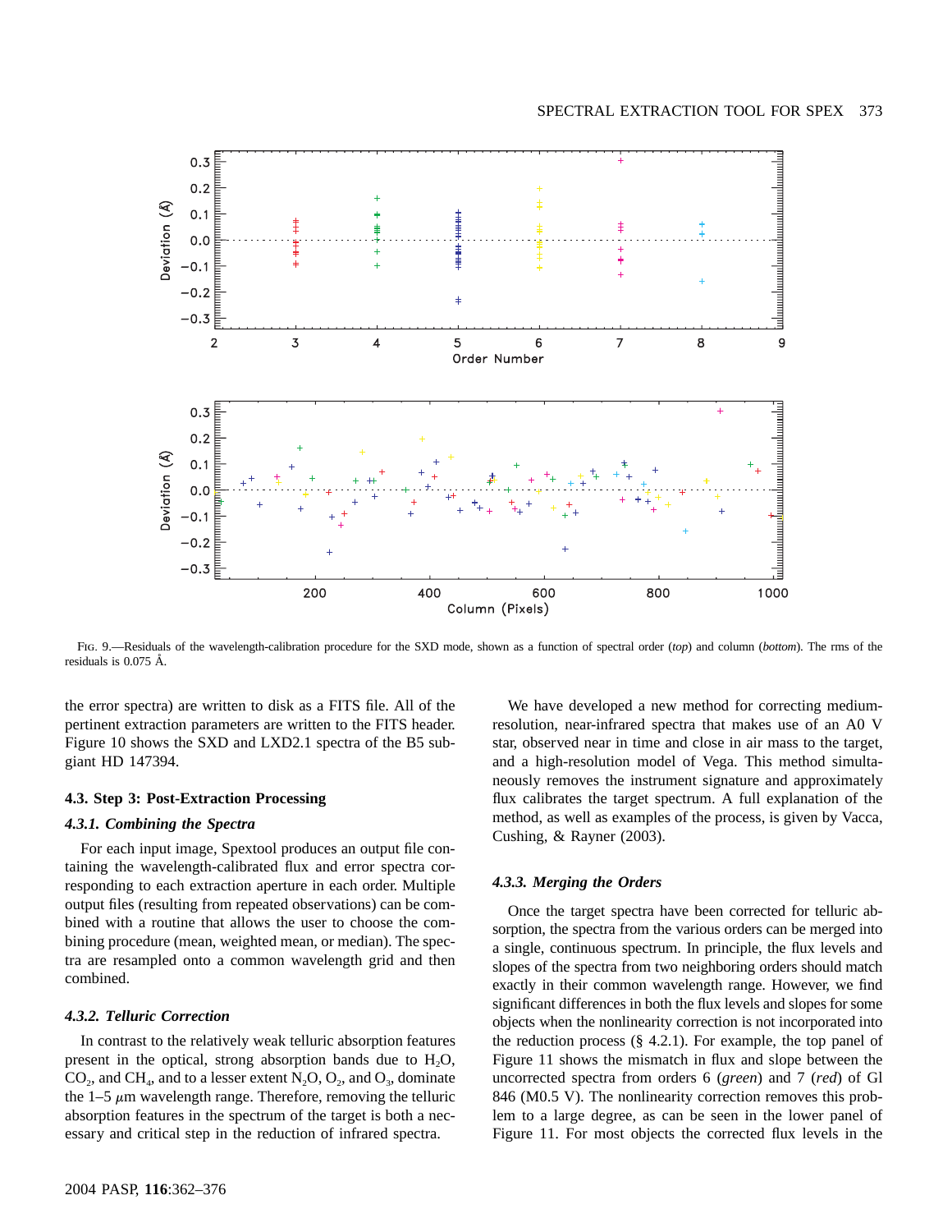Fig. 9.—Residuals of the wavelength-calibration procedure for the SXD mode, shown as a function of spectral order (*top*) and column (*bottom*). The rms of the residuals is 0.075 Å.

the error spectra) are written to disk as a FITS file. All of the pertinent extraction parameters are written to the FITS header. Figure 10 shows the SXD and LXD2.1 spectra of the B5 subgiant HD 147394.

### 4.3. Step 3: Post-Extraction Processing

#### *4.3.1. Combining the Spectra*

For each input image, Spextool produces an output file containing the wavelength-calibrated flux and error spectra corresponding to each extraction aperture in each order. Multiple output files (resulting from repeated observations) can be combined with a routine that allows the user to choose the combining procedure (mean, weighted mean, or median). The spectra are resampled onto a common wavelength grid and then combined.

#### *4.3.2. Telluric Correction*

In contrast to the relatively weak telluric absorption features present in the optical, strong absorption bands due to $H_2O$, $CO_2$, and $CH_4$, and to a lesser extent $N_2O$, $O_2$, and $O_3$, dominate the 1–5 $\mu$m wavelength range. Therefore, removing the telluric absorption features in the spectrum of the target is both a necessary and critical step in the reduction of infrared spectra.

We have developed a new method for correcting medium-resolution, near-infrared spectra that makes use of an A0 V star, observed near in time and close in air mass to the target, and a high-resolution model of Vega. This method simultaneously removes the instrument signature and approximately flux calibrates the target spectrum. A full explanation of the method, as well as examples of the process, is given by Vacca, Cushing, & Rayner (2003).

#### *4.3.3. Merging the Orders*

Once the target spectra have been corrected for telluric absorption, the spectra from the various orders can be merged into a single, continuous spectrum. In principle, the flux levels and slopes of the spectra from two neighboring orders should match exactly in their common wavelength range. However, we find significant differences in both the flux levels and slopes for some objects when the nonlinearity correction is not incorporated into the reduction process (§ 4.2.1). For example, the top panel of Figure 11 shows the mismatch in flux and slope between the uncorrected spectra from orders 6 (*green*) and 7 (*red*) of Gl 846 (M0.5 V). The nonlinearity correction removes this problem to a large degree, as can be seen in the lower panel of Figure 11. For most objects the corrected flux levels in the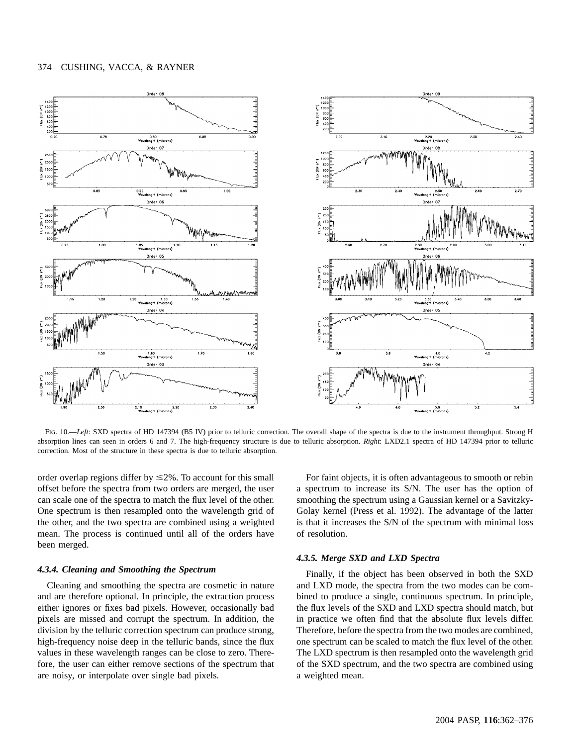Order 08

Flux (DN s⁻¹)

Wavelength (microns)

Order 07

Order 06

Order 05

Order 04

Order 03

Order 09

Order 08

Order 07

Order 06

Order 05

Order 04

FIG. 10.—*Left*: SXD spectra of HD 147394 (B5 IV) prior to telluric correction. The overall shape of the spectra is due to the instrument throughput. Strong H absorption lines can seen in orders 6 and 7. The high-frequency structure is due to telluric absorption. *Right*: LXD2.1 spectra of HD 147394 prior to telluric correction. Most of the structure in these spectra is due to telluric absorption.

order overlap regions differ by $\lesssim 2\%$. To account for this small offset before the spectra from two orders are merged, the user can scale one of the spectra to match the flux level of the other. One spectrum is then resampled onto the wavelength grid of the other, and the two spectra are combined using a weighted mean. The process is continued until all of the orders have been merged.

#### 4.3.4. Cleaning and Smoothing the Spectrum

Cleaning and smoothing the spectra are cosmetic in nature and are therefore optional. In principle, the extraction process either ignores or fixes bad pixels. However, occasionally bad pixels are missed and corrupt the spectrum. In addition, the division by the telluric correction spectrum can produce strong, high-frequency noise deep in the telluric bands, since the flux values in these wavelength ranges can be close to zero. Therefore, the user can either remove sections of the spectrum that are noisy, or interpolate over single bad pixels.

For faint objects, it is often advantageous to smooth or rebin a spectrum to increase its S/N. The user has the option of smoothing the spectrum using a Gaussian kernel or a Savitzky-Golay kernel (Press et al. 1992). The advantage of the latter is that it increases the S/N of the spectrum with minimal loss of resolution.

#### 4.3.5. Merge SXD and LXD Spectra

Finally, if the object has been observed in both the SXD and LXD mode, the spectra from the two modes can be combined to produce a single, continuous spectrum. In principle, the flux levels of the SXD and LXD spectra should match, but in practice we often find that the absolute flux levels differ. Therefore, before the spectra from the two modes are combined, one spectrum can be scaled to match the flux level of the other. The LXD spectrum is then resampled onto the wavelength grid of the SXD spectrum, and the two spectra are combined using a weighted mean.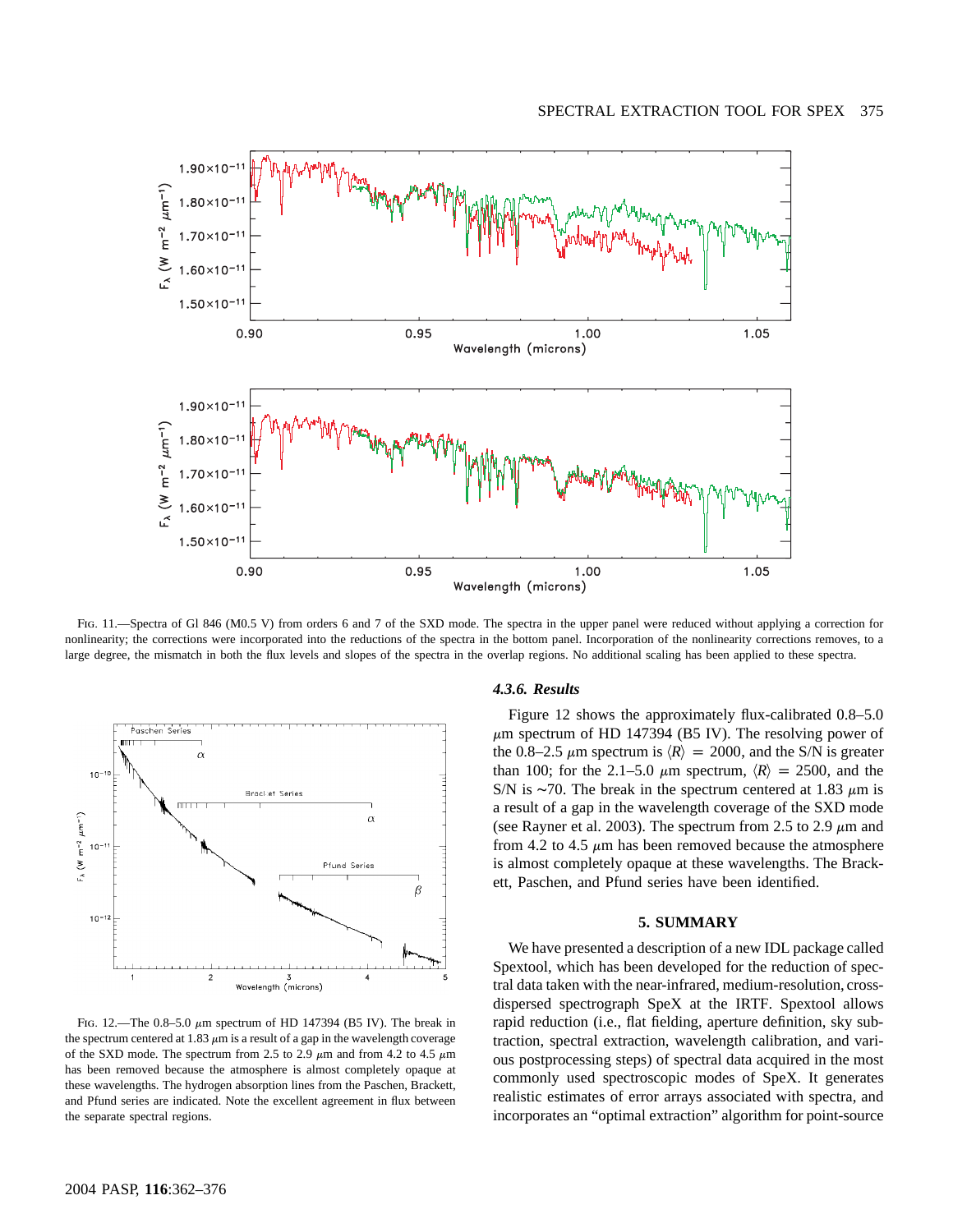FIG. 11.—Spectra of Gl 846 (M0.5 V) from orders 6 and 7 of the SXD mode. The spectra in the upper panel were reduced without applying a correction for nonlinearity; the corrections were incorporated into the reductions of the spectra in the bottom panel. Incorporation of the nonlinearity corrections removes, to a large degree, the mismatch in both the flux levels and slopes of the spectra in the overlap regions. No additional scaling has been applied to these spectra.

FIG. 12.—The 0.8–5.0 $\mu$m spectrum of HD 147394 (B5 IV). The break in the spectrum centered at 1.83 $\mu$m is a result of a gap in the wavelength coverage of the SXD mode. The spectrum from 2.5 to 2.9 $\mu$m and from 4.2 to 4.5 $\mu$m has been removed because the atmosphere is almost completely opaque at these wavelengths. The hydrogen absorption lines from the Paschen, Brackett, and Pfund series are indicated. Note the excellent agreement in flux between the separate spectral regions.

#### 4.3.6. *Results*

Figure 12 shows the approximately flux-calibrated 0.8–5.0 $\mu$m spectrum of HD 147394 (B5 IV). The resolving power of the 0.8–2.5 $\mu$m spectrum is $\langle R \rangle = 2000$, and the S/N is greater than 100; for the 2.1–5.0 $\mu$m spectrum, $\langle R \rangle = 2500$, and the S/N is ~70. The break in the spectrum centered at 1.83 $\mu$m is a result of a gap in the wavelength coverage of the SXD mode (see Rayner et al. 2003). The spectrum from 2.5 to 2.9 $\mu$m and from 4.2 to 4.5 $\mu$m has been removed because the atmosphere is almost completely opaque at these wavelengths. The Brackett, Paschen, and Pfund series have been identified.

## 5. SUMMARY

We have presented a description of a new IDL package called Spextool, which has been developed for the reduction of spectral data taken with the near-infrared, medium-resolution, cross-dispersed spectrograph SpeX at the IRTF. Spextool allows rapid reduction (i.e., flat fielding, aperture definition, sky subtraction, spectral extraction, wavelength calibration, and various postprocessing steps) of spectral data acquired in the most commonly used spectroscopic modes of SpeX. It generates realistic estimates of error arrays associated with spectra, and incorporates an "optimal extraction" algorithm for point-source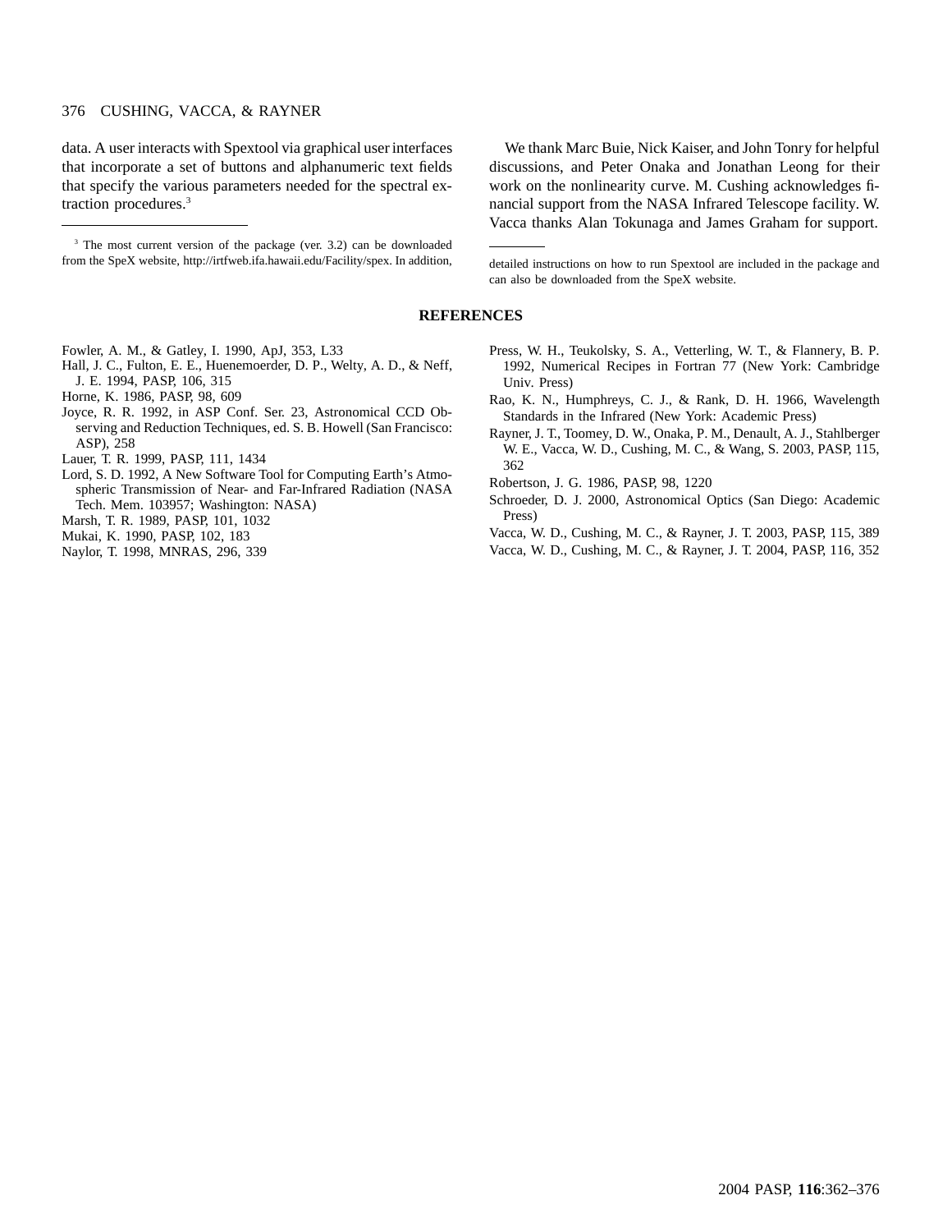data. A user interacts with Spextool via graphical user interfaces that incorporate a set of buttons and alphanumeric text fields that specify the various parameters needed for the spectral extraction procedures.[3]

We thank Marc Buie, Nick Kaiser, and John Tonry for helpful discussions, and Peter Onaka and Jonathan Leong for their work on the nonlinearity curve. M. Cushing acknowledges financial support from the NASA Infrared Telescope facility. W. Vacca thanks Alan Tokunaga and James Graham for support.

[3] The most current version of the package (ver. 3.2) can be downloaded from the SpeX website, http://irtfweb.ifa.hawaii.edu/Facility/spex. In addition, detailed instructions on how to run Spextool are included in the package and can also be downloaded from the SpeX website.

## REFERENCES

Fowler, A. M., & Gatley, I. 1990, ApJ, 353, L33

Hall, J. C., Fulton, E. E., Huenemoerder, D. P., Welty, A. D., & Neff, J. E. 1994, PASP, 106, 315

Horne, K. 1986, PASP, 98, 609

Joyce, R. R. 1992, in ASP Conf. Ser. 23, Astronomical CCD Observing and Reduction Techniques, ed. S. B. Howell (San Francisco: ASP), 258

Lauer, T. R. 1999, PASP, 111, 1434

Lord, S. D. 1992, A New Software Tool for Computing Earth's Atmospheric Transmission of Near- and Far-Infrared Radiation (NASA Tech. Mem. 103957; Washington: NASA)

Marsh, T. R. 1989, PASP, 101, 1032

Mukai, K. 1990, PASP, 102, 183

Naylor, T. 1998, MNRAS, 296, 339

Press, W. H., Teukolsky, S. A., Vetterling, W. T., & Flannery, B. P. 1992, Numerical Recipes in Fortran 77 (New York: Cambridge Univ. Press)

Rao, K. N., Humphreys, C. J., & Rank, D. H. 1966, Wavelength Standards in the Infrared (New York: Academic Press)

Rayner, J. T., Toomey, D. W., Onaka, P. M., Denault, A. J., Stahlberger W. E., Vacca, W. D., Cushing, M. C., & Wang, S. 2003, PASP, 115, 362

Robertson, J. G. 1986, PASP, 98, 1220

Schroeder, D. J. 2000, Astronomical Optics (San Diego: Academic Press)

Vacca, W. D., Cushing, M. C., & Rayner, J. T. 2003, PASP, 115, 389

Vacca, W. D., Cushing, M. C., & Rayner, J. T. 2004, PASP, 116, 352